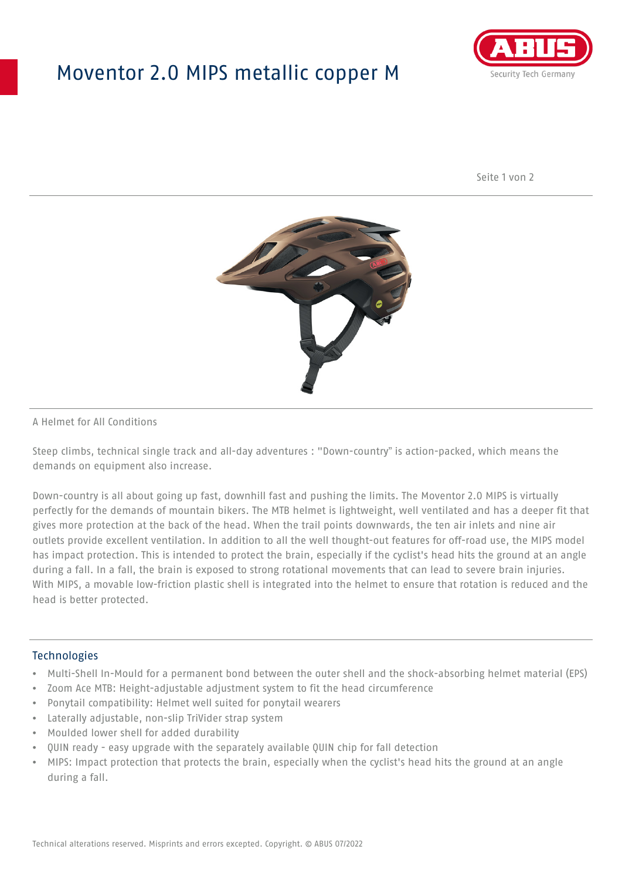# Moventor 2.0 MIPS metallic copper M

A Helmet for All Conditions

Steep climbs, technical single track and all-day adventures : "Down-country" is action-packed, which means the demands on equipment also increase.

Down-country is all about going up fast, downhill fast and pushing the limits. The Moventor 2.0 MIPS is virtually perfectly for the demands of mountain bikers. The MTB helmet is lightweight, well ventilated and has a deeper fit that gives more protection at the back of the head. When the trail points downwards, the ten air inlets and nine air outlets provide excellent ventilation. In addition to all the well thought-out features for off-road use, the MIPS model has impact protection. This is intended to protect the brain, especially if the cyclist's head hits the ground at an angle during a fall. In a fall, the brain is exposed to strong rotational movements that can lead to severe brain injuries. With MIPS, a movable low-friction plastic shell is integrated into the helmet to ensure that rotation is reduced and the head is better protected.

## Technologies

- Multi-Shell In-Mould for a permanent bond between the outer shell and the shock-absorbing helmet material (EPS)
- Zoom Ace MTB: Height-adjustable adjustment system to fit the head circumference
- Ponytail compatibility: Helmet well suited for ponytail wearers
- Laterally adjustable, non-slip TriVider strap system
- Moulded lower shell for added durability
- QUIN ready - easy upgrade with the separately available QUIN chip for fall detection
- MIPS: Impact protection that protects the brain, especially when the cyclist's head hits the ground at an angle during a fall.

Technical alterations reserved. Misprints and errors excepted. Copyright. © ABUS 07/2022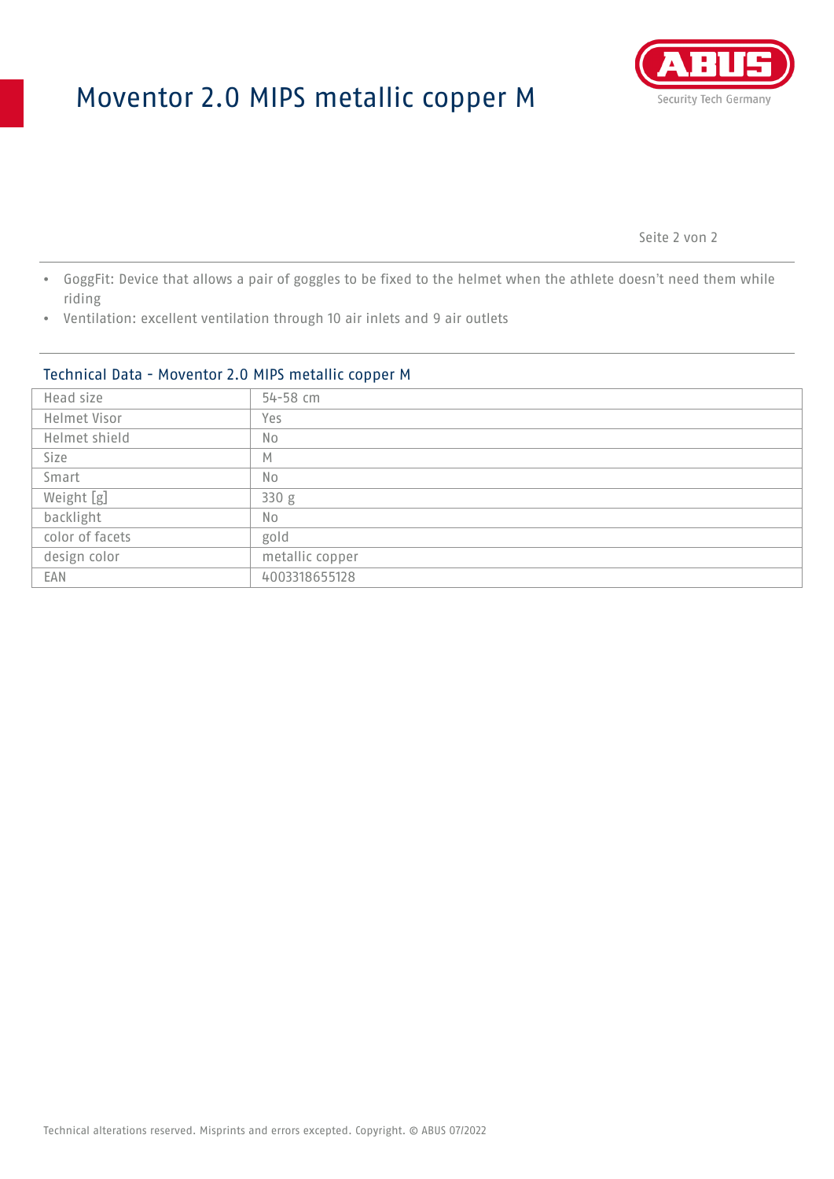- GoggFit: Device that allows a pair of goggles to be fixed to the helmet when the athlete doesn't need them while riding
- Ventilation: excellent ventilation through 10 air inlets and 9 air outlets

## Technical Data - Moventor 2.0 MIPS metallic copper M

| | |
|---|---|
| Head size | 54-58 cm |
| Helmet Visor | Yes |
| Helmet shield | No |
| Size | M |
| Smart | No |
| Weight [g] | 330 g |
| backlight | No |
| color of facets | gold |
| design color | metallic copper |
| EAN | 4003318655128 |

Technical alterations reserved. Misprints and errors excepted. Copyright. © ABUS 07/2022